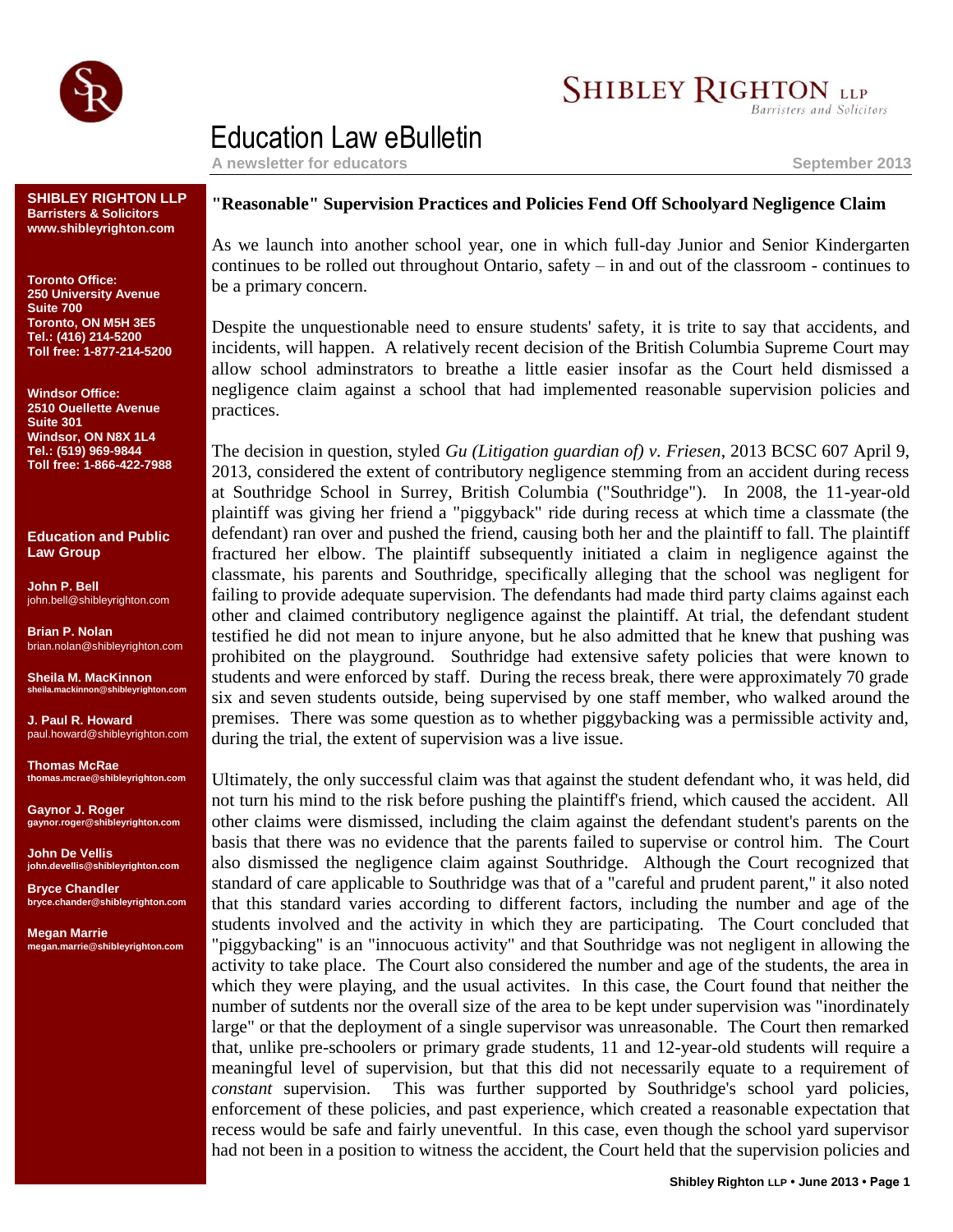# Education Law eBulletin

**A newsletter for educators** — **September 2013**

**SHIBLEY RIGHTON LLP**
**Barristers & Solicitors**
**www.shibleyrighton.com**

**Toronto Office:**
**250 University Avenue**
**Suite 700**
**Toronto, ON M5H 3E5**
**Tel.: (416) 214-5200**
**Toll free: 1-877-214-5200**

**Windsor Office:**
**2510 Ouellette Avenue**
**Suite 301**
**Windsor, ON N8X 1L4**
**Tel.: (519) 969-9844**
**Toll free: 1-866-422-7988**

**Education and Public Law Group**

**John P. Bell**
john.bell@shibleyrighton.com

**Brian P. Nolan**
brian.nolan@shibleyrighton.com

**Sheila M. MacKinnon**
sheila.mackinnon@shibleyrighton.com

**J. Paul R. Howard**
paul.howard@shibleyrighton.com

**Thomas McRae**
thomas.mcrae@shibleyrighton.com

**Gaynor J. Roger**
gaynor.roger@shibleyrighton.com

**John De Vellis**
john.devellis@shibleyrighton.com

**Bryce Chandler**
bryce.chander@shibleyrighton.com

**Megan Marrie**
megan.marrie@shibleyrighton.com

## "Reasonable" Supervision Practices and Policies Fend Off Schoolyard Negligence Claim

As we launch into another school year, one in which full-day Junior and Senior Kindergarten continues to be rolled out throughout Ontario, safety – in and out of the classroom - continues to be a primary concern.

Despite the unquestionable need to ensure students' safety, it is trite to say that accidents, and incidents, will happen. A relatively recent decision of the British Columbia Supreme Court may allow school adminstrators to breathe a little easier insofar as the Court held dismissed a negligence claim against a school that had implemented reasonable supervision policies and practices.

The decision in question, styled *Gu (Litigation guardian of) v. Friesen*, 2013 BCSC 607 April 9, 2013, considered the extent of contributory negligence stemming from an accident during recess at Southridge School in Surrey, British Columbia ("Southridge"). In 2008, the 11-year-old plaintiff was giving her friend a "piggyback" ride during recess at which time a classmate (the defendant) ran over and pushed the friend, causing both her and the plaintiff to fall. The plaintiff fractured her elbow. The plaintiff subsequently initiated a claim in negligence against the classmate, his parents and Southridge, specifically alleging that the school was negligent for failing to provide adequate supervision. The defendants had made third party claims against each other and claimed contributory negligence against the plaintiff. At trial, the defendant student testified he did not mean to injure anyone, but he also admitted that he knew that pushing was prohibited on the playground. Southridge had extensive safety policies that were known to students and were enforced by staff. During the recess break, there were approximately 70 grade six and seven students outside, being supervised by one staff member, who walked around the premises. There was some question as to whether piggybacking was a permissible activity and, during the trial, the extent of supervision was a live issue.

Ultimately, the only successful claim was that against the student defendant who, it was held, did not turn his mind to the risk before pushing the plaintiff's friend, which caused the accident. All other claims were dismissed, including the claim against the defendant student's parents on the basis that there was no evidence that the parents failed to supervise or control him. The Court also dismissed the negligence claim against Southridge. Although the Court recognized that standard of care applicable to Southridge was that of a "careful and prudent parent," it also noted that this standard varies according to different factors, including the number and age of the students involved and the activity in which they are participating. The Court concluded that "piggybacking" is an "innocuous activity" and that Southridge was not negligent in allowing the activity to take place. The Court also considered the number and age of the students, the area in which they were playing, and the usual activites. In this case, the Court found that neither the number of sutdents nor the overall size of the area to be kept under supervision was "inordinately large" or that the deployment of a single supervisor was unreasonable. The Court then remarked that, unlike pre-schoolers or primary grade students, 11 and 12-year-old students will require a meaningful level of supervision, but that this did not necessarily equate to a requirement of *constant* supervision. This was further supported by Southridge's school yard policies, enforcement of these policies, and past experience, which created a reasonable expectation that recess would be safe and fairly uneventful. In this case, even though the school yard supervisor had not been in a position to witness the accident, the Court held that the supervision policies and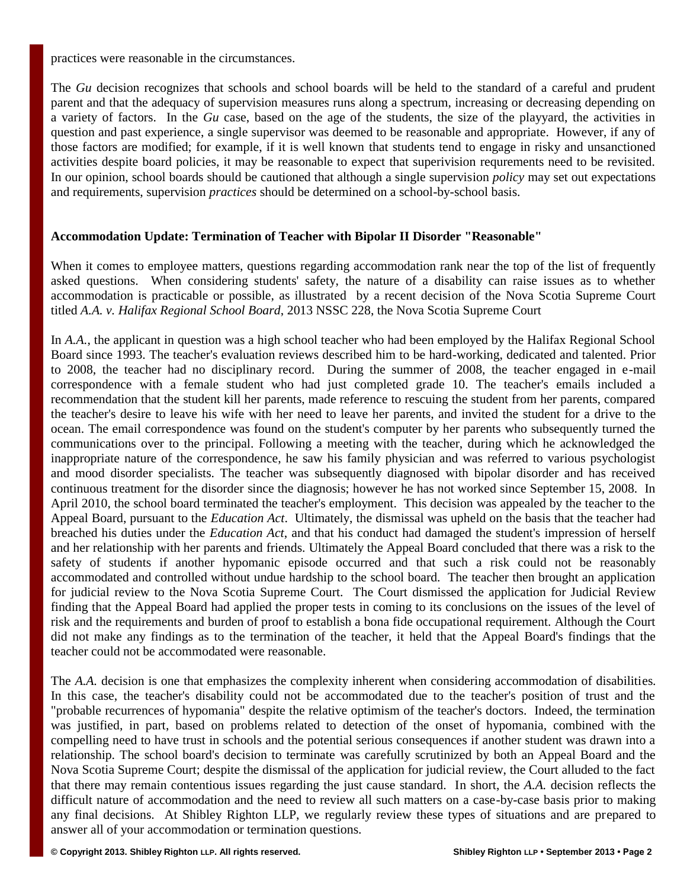practices were reasonable in the circumstances.

The *Gu* decision recognizes that schools and school boards will be held to the standard of a careful and prudent parent and that the adequacy of supervision measures runs along a spectrum, increasing or decreasing depending on a variety of factors. In the *Gu* case, based on the age of the students, the size of the playyard, the activities in question and past experience, a single supervisor was deemed to be reasonable and appropriate. However, if any of those factors are modified; for example, if it is well known that students tend to engage in risky and unsanctioned activities despite board policies, it may be reasonable to expect that superivision requrements need to be revisited. In our opinion, school boards should be cautioned that although a single supervision *policy* may set out expectations and requirements, supervision *practices* should be determined on a school-by-school basis.

**Accommodation Update: Termination of Teacher with Bipolar II Disorder "Reasonable"**

When it comes to employee matters, questions regarding accommodation rank near the top of the list of frequently asked questions. When considering students' safety, the nature of a disability can raise issues as to whether accommodation is practicable or possible, as illustrated by a recent decision of the Nova Scotia Supreme Court titled *A.A. v. Halifax Regional School Board*, 2013 NSSC 228, the Nova Scotia Supreme Court

In *A.A.*, the applicant in question was a high school teacher who had been employed by the Halifax Regional School Board since 1993. The teacher's evaluation reviews described him to be hard-working, dedicated and talented. Prior to 2008, the teacher had no disciplinary record. During the summer of 2008, the teacher engaged in e-mail correspondence with a female student who had just completed grade 10. The teacher's emails included a recommendation that the student kill her parents, made reference to rescuing the student from her parents, compared the teacher's desire to leave his wife with her need to leave her parents, and invited the student for a drive to the ocean. The email correspondence was found on the student's computer by her parents who subsequently turned the communications over to the principal. Following a meeting with the teacher, during which he acknowledged the inappropriate nature of the correspondence, he saw his family physician and was referred to various psychologist and mood disorder specialists. The teacher was subsequently diagnosed with bipolar disorder and has received continuous treatment for the disorder since the diagnosis; however he has not worked since September 15, 2008. In April 2010, the school board terminated the teacher's employment. This decision was appealed by the teacher to the Appeal Board, pursuant to the *Education Act*. Ultimately, the dismissal was upheld on the basis that the teacher had breached his duties under the *Education Act*, and that his conduct had damaged the student's impression of herself and her relationship with her parents and friends. Ultimately the Appeal Board concluded that there was a risk to the safety of students if another hypomanic episode occurred and that such a risk could not be reasonably accommodated and controlled without undue hardship to the school board. The teacher then brought an application for judicial review to the Nova Scotia Supreme Court. The Court dismissed the application for Judicial Review finding that the Appeal Board had applied the proper tests in coming to its conclusions on the issues of the level of risk and the requirements and burden of proof to establish a bona fide occupational requirement. Although the Court did not make any findings as to the termination of the teacher, it held that the Appeal Board's findings that the teacher could not be accommodated were reasonable.

The *A.A.* decision is one that emphasizes the complexity inherent when considering accommodation of disabilities. In this case, the teacher's disability could not be accommodated due to the teacher's position of trust and the "probable recurrences of hypomania" despite the relative optimism of the teacher's doctors. Indeed, the termination was justified, in part, based on problems related to detection of the onset of hypomania, combined with the compelling need to have trust in schools and the potential serious consequences if another student was drawn into a relationship. The school board's decision to terminate was carefully scrutinized by both an Appeal Board and the Nova Scotia Supreme Court; despite the dismissal of the application for judicial review, the Court alluded to the fact that there may remain contentious issues regarding the just cause standard. In short, the *A.A.* decision reflects the difficult nature of accommodation and the need to review all such matters on a case-by-case basis prior to making any final decisions. At Shibley Righton LLP, we regularly review these types of situations and are prepared to answer all of your accommodation or termination questions.

**© Copyright 2013. Shibley Righton LLP. All rights reserved.**